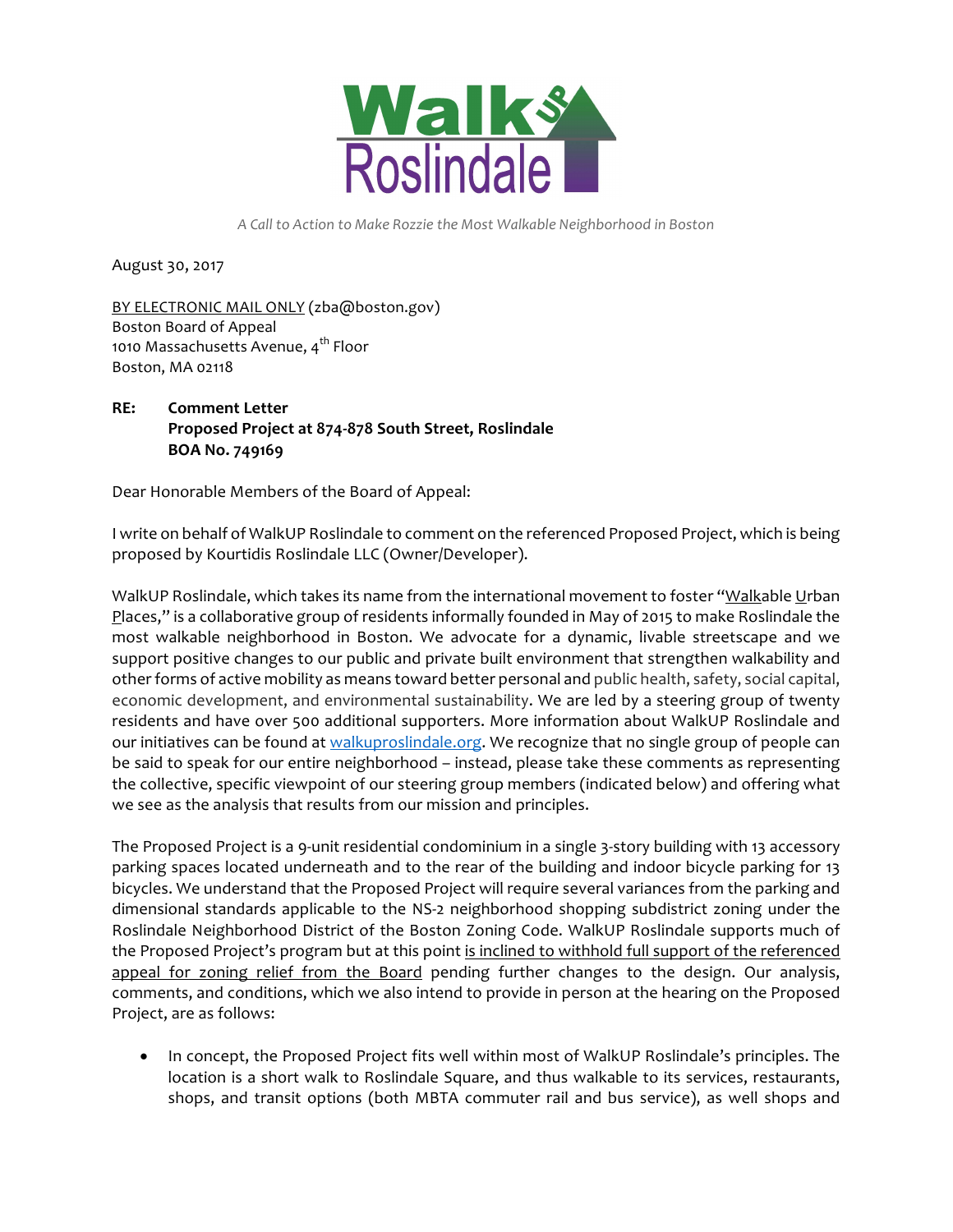WalkUP Roslindale

*A Call to Action to Make Rozzie the Most Walkable Neighborhood in Boston*

August 30, 2017

BY ELECTRONIC MAIL ONLY (zba@boston.gov)
Boston Board of Appeal
1010 Massachusetts Avenue, 4th Floor
Boston, MA 02118

**RE: Comment Letter**
**Proposed Project at 874-878 South Street, Roslindale**
**BOA No. 749169**

Dear Honorable Members of the Board of Appeal:

I write on behalf of WalkUP Roslindale to comment on the referenced Proposed Project, which is being proposed by Kourtidis Roslindale LLC (Owner/Developer).

WalkUP Roslindale, which takes its name from the international movement to foster "Walkable Urban Places," is a collaborative group of residents informally founded in May of 2015 to make Roslindale the most walkable neighborhood in Boston. We advocate for a dynamic, livable streetscape and we support positive changes to our public and private built environment that strengthen walkability and other forms of active mobility as means toward better personal and public health, safety, social capital, economic development, and environmental sustainability. We are led by a steering group of twenty residents and have over 500 additional supporters. More information about WalkUP Roslindale and our initiatives can be found at [walkuproslindale.org](walkuproslindale.org). We recognize that no single group of people can be said to speak for our entire neighborhood – instead, please take these comments as representing the collective, specific viewpoint of our steering group members (indicated below) and offering what we see as the analysis that results from our mission and principles.

The Proposed Project is a 9-unit residential condominium in a single 3-story building with 13 accessory parking spaces located underneath and to the rear of the building and indoor bicycle parking for 13 bicycles. We understand that the Proposed Project will require several variances from the parking and dimensional standards applicable to the NS-2 neighborhood shopping subdistrict zoning under the Roslindale Neighborhood District of the Boston Zoning Code. WalkUP Roslindale supports much of the Proposed Project's program but at this point is inclined to withhold full support of the referenced appeal for zoning relief from the Board pending further changes to the design. Our analysis, comments, and conditions, which we also intend to provide in person at the hearing on the Proposed Project, are as follows:

- In concept, the Proposed Project fits well within most of WalkUP Roslindale's principles. The location is a short walk to Roslindale Square, and thus walkable to its services, restaurants, shops, and transit options (both MBTA commuter rail and bus service), as well shops and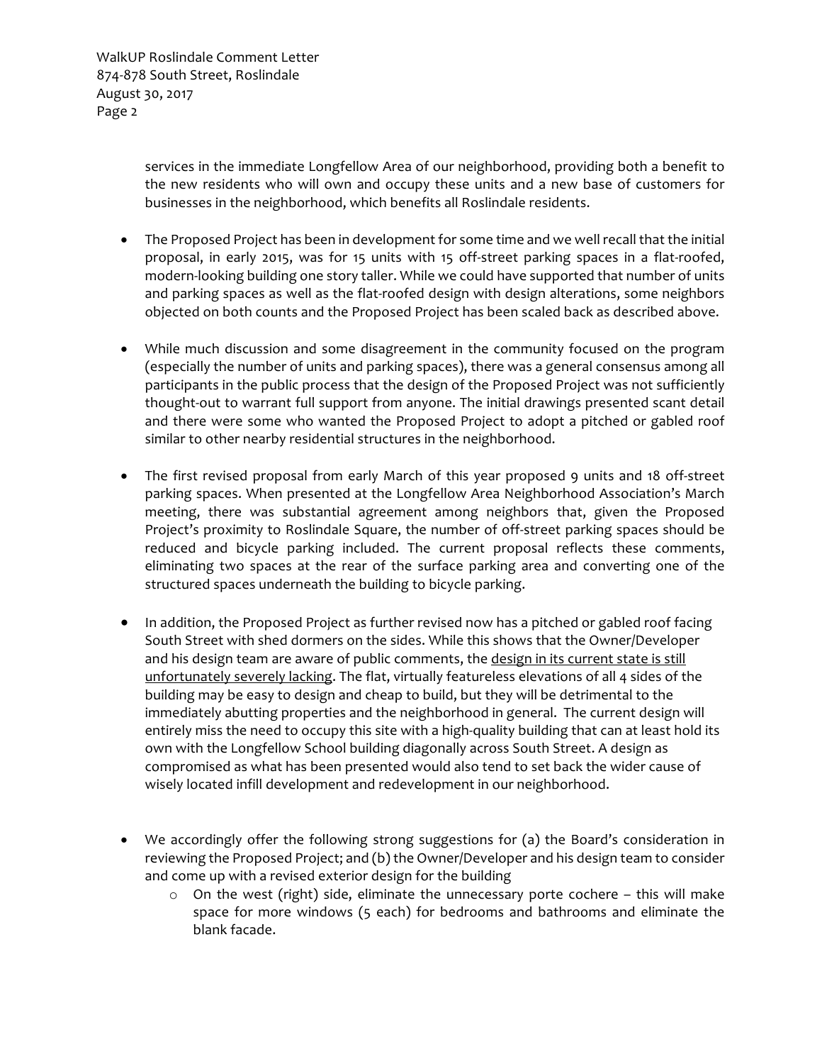services in the immediate Longfellow Area of our neighborhood, providing both a benefit to the new residents who will own and occupy these units and a new base of customers for businesses in the neighborhood, which benefits all Roslindale residents.

- The Proposed Project has been in development for some time and we well recall that the initial proposal, in early 2015, was for 15 units with 15 off-street parking spaces in a flat-roofed, modern-looking building one story taller. While we could have supported that number of units and parking spaces as well as the flat-roofed design with design alterations, some neighbors objected on both counts and the Proposed Project has been scaled back as described above.

- While much discussion and some disagreement in the community focused on the program (especially the number of units and parking spaces), there was a general consensus among all participants in the public process that the design of the Proposed Project was not sufficiently thought-out to warrant full support from anyone. The initial drawings presented scant detail and there were some who wanted the Proposed Project to adopt a pitched or gabled roof similar to other nearby residential structures in the neighborhood.

- The first revised proposal from early March of this year proposed 9 units and 18 off-street parking spaces. When presented at the Longfellow Area Neighborhood Association's March meeting, there was substantial agreement among neighbors that, given the Proposed Project's proximity to Roslindale Square, the number of off-street parking spaces should be reduced and bicycle parking included. The current proposal reflects these comments, eliminating two spaces at the rear of the surface parking area and converting one of the structured spaces underneath the building to bicycle parking.

- In addition, the Proposed Project as further revised now has a pitched or gabled roof facing South Street with shed dormers on the sides. While this shows that the Owner/Developer and his design team are aware of public comments, the <u>design in its current state is still unfortunately severely lacking</u>. The flat, virtually featureless elevations of all 4 sides of the building may be easy to design and cheap to build, but they will be detrimental to the immediately abutting properties and the neighborhood in general. The current design will entirely miss the need to occupy this site with a high-quality building that can at least hold its own with the Longfellow School building diagonally across South Street. A design as compromised as what has been presented would also tend to set back the wider cause of wisely located infill development and redevelopment in our neighborhood.

- We accordingly offer the following strong suggestions for (a) the Board's consideration in reviewing the Proposed Project; and (b) the Owner/Developer and his design team to consider and come up with a revised exterior design for the building
  - On the west (right) side, eliminate the unnecessary porte cochere – this will make space for more windows (5 each) for bedrooms and bathrooms and eliminate the blank facade.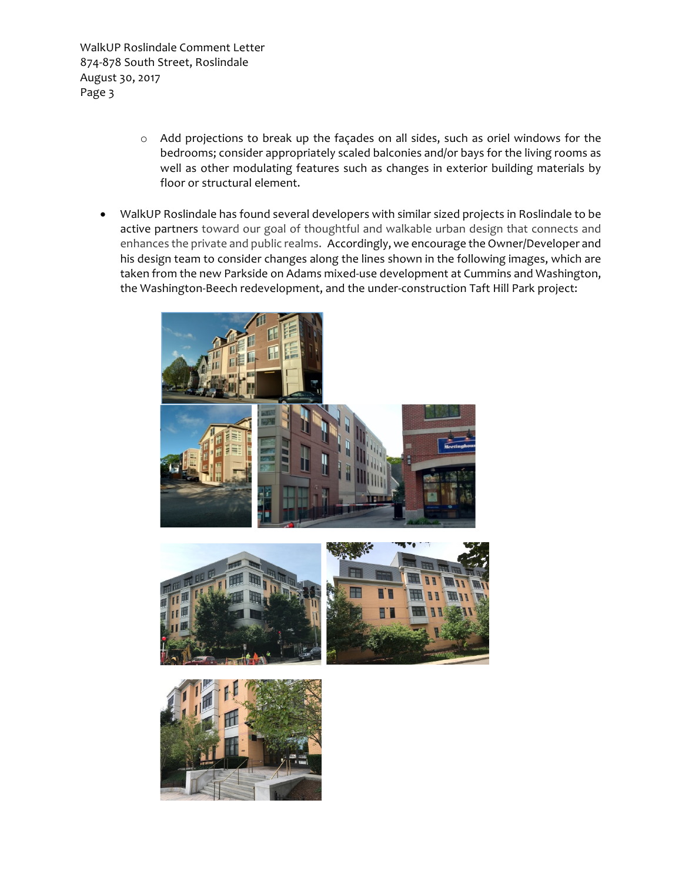- Add projections to break up the façades on all sides, such as oriel windows for the bedrooms; consider appropriately scaled balconies and/or bays for the living rooms as well as other modulating features such as changes in exterior building materials by floor or structural element.

- WalkUP Roslindale has found several developers with similar sized projects in Roslindale to be active partners toward our goal of thoughtful and walkable urban design that connects and enhances the private and public realms. Accordingly, we encourage the Owner/Developer and his design team to consider changes along the lines shown in the following images, which are taken from the new Parkside on Adams mixed-use development at Cummins and Washington, the Washington-Beech redevelopment, and the under-construction Taft Hill Park project: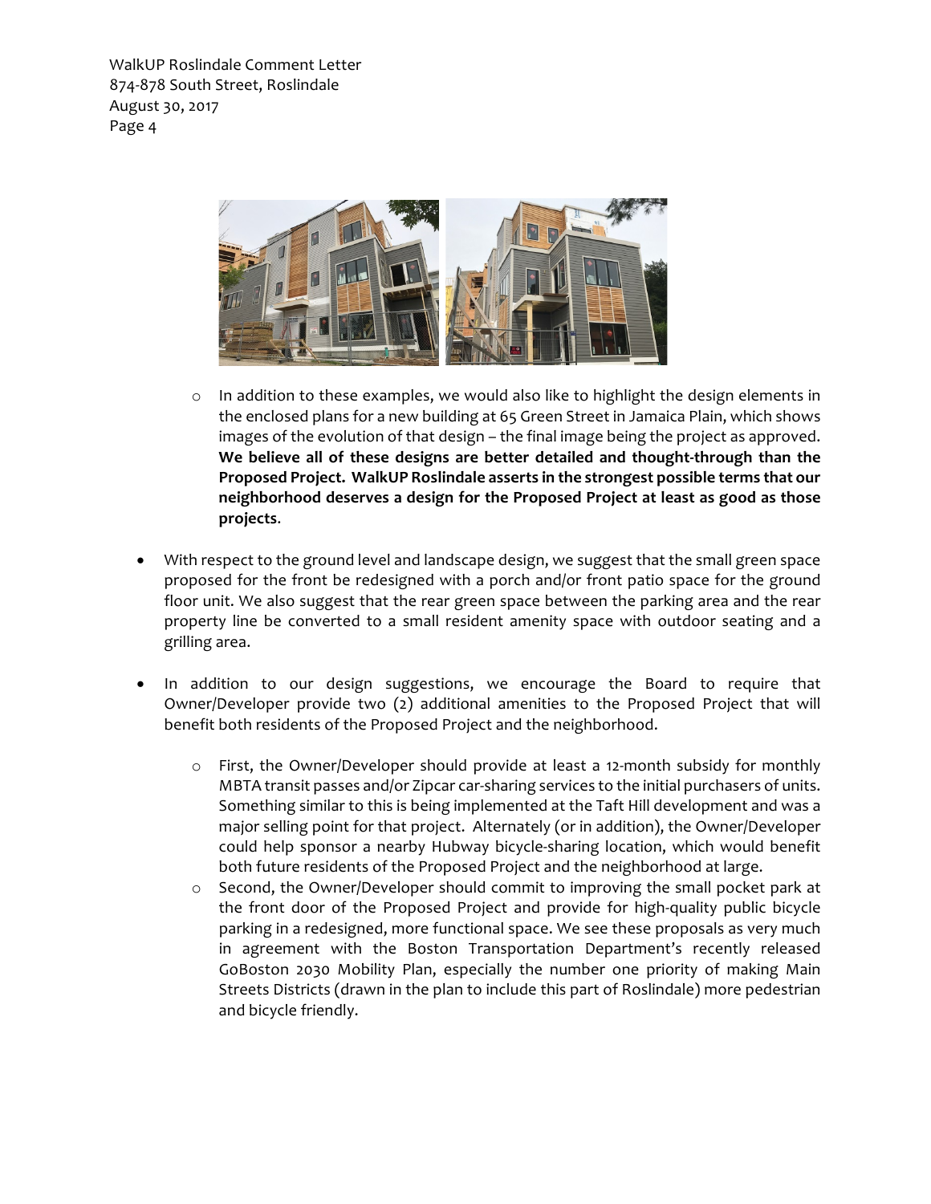- In addition to these examples, we would also like to highlight the design elements in the enclosed plans for a new building at 65 Green Street in Jamaica Plain, which shows images of the evolution of that design – the final image being the project as approved. **We believe all of these designs are better detailed and thought-through than the Proposed Project. WalkUP Roslindale asserts in the strongest possible terms that our neighborhood deserves a design for the Proposed Project at least as good as those projects**.

- With respect to the ground level and landscape design, we suggest that the small green space proposed for the front be redesigned with a porch and/or front patio space for the ground floor unit. We also suggest that the rear green space between the parking area and the rear property line be converted to a small resident amenity space with outdoor seating and a grilling area.

- In addition to our design suggestions, we encourage the Board to require that Owner/Developer provide two (2) additional amenities to the Proposed Project that will benefit both residents of the Proposed Project and the neighborhood.

  - First, the Owner/Developer should provide at least a 12-month subsidy for monthly MBTA transit passes and/or Zipcar car-sharing services to the initial purchasers of units. Something similar to this is being implemented at the Taft Hill development and was a major selling point for that project. Alternately (or in addition), the Owner/Developer could help sponsor a nearby Hubway bicycle-sharing location, which would benefit both future residents of the Proposed Project and the neighborhood at large.
  - Second, the Owner/Developer should commit to improving the small pocket park at the front door of the Proposed Project and provide for high-quality public bicycle parking in a redesigned, more functional space. We see these proposals as very much in agreement with the Boston Transportation Department's recently released GoBoston 2030 Mobility Plan, especially the number one priority of making Main Streets Districts (drawn in the plan to include this part of Roslindale) more pedestrian and bicycle friendly.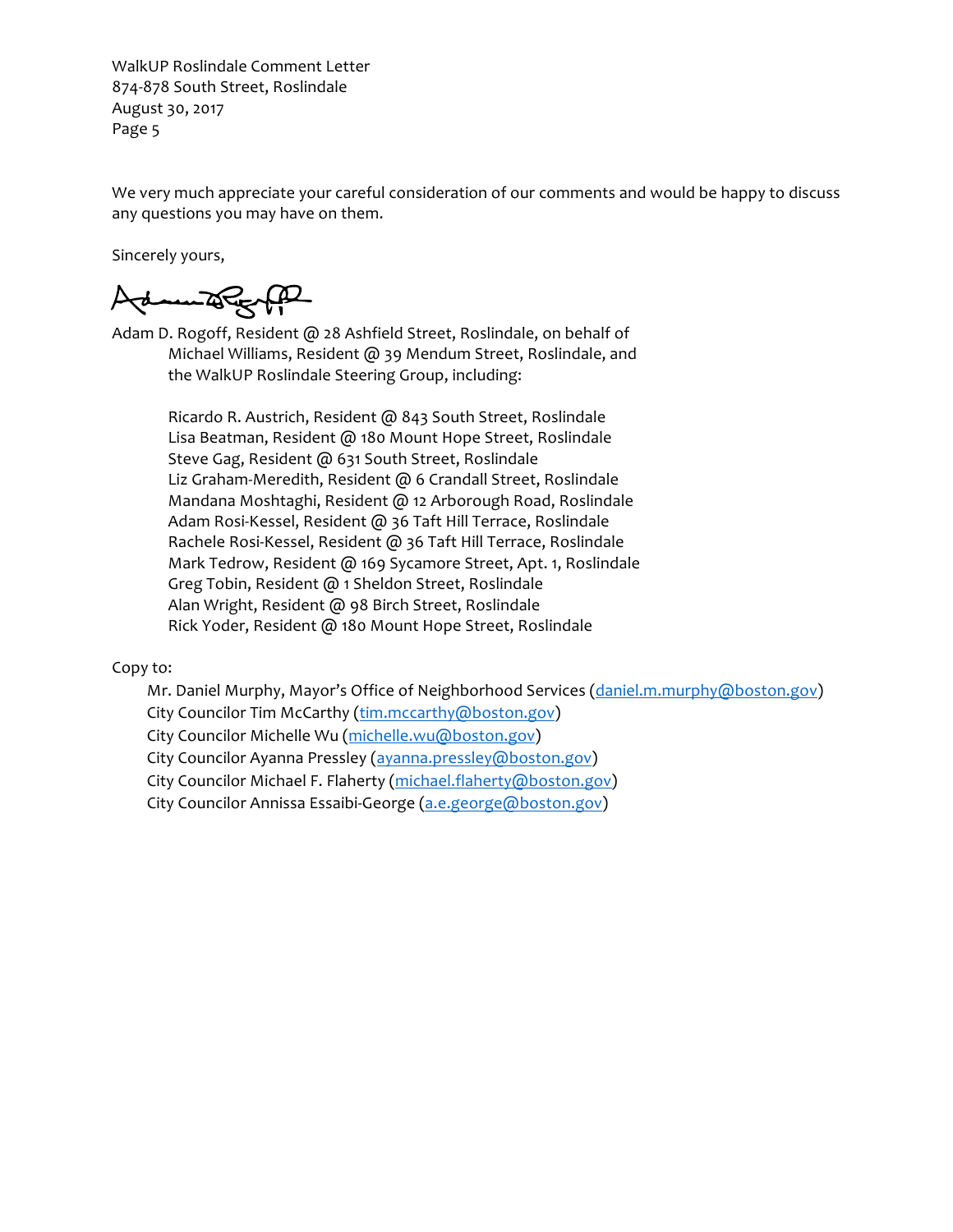We very much appreciate your careful consideration of our comments and would be happy to discuss any questions you may have on them.

Sincerely yours,

Adam D. Rogoff, Resident @ 28 Ashfield Street, Roslindale, on behalf of
Michael Williams, Resident @ 39 Mendum Street, Roslindale, and
the WalkUP Roslindale Steering Group, including:

Ricardo R. Austrich, Resident @ 843 South Street, Roslindale
Lisa Beatman, Resident @ 180 Mount Hope Street, Roslindale
Steve Gag, Resident @ 631 South Street, Roslindale
Liz Graham-Meredith, Resident @ 6 Crandall Street, Roslindale
Mandana Moshtaghi, Resident @ 12 Arborough Road, Roslindale
Adam Rosi-Kessel, Resident @ 36 Taft Hill Terrace, Roslindale
Rachele Rosi-Kessel, Resident @ 36 Taft Hill Terrace, Roslindale
Mark Tedrow, Resident @ 169 Sycamore Street, Apt. 1, Roslindale
Greg Tobin, Resident @ 1 Sheldon Street, Roslindale
Alan Wright, Resident @ 98 Birch Street, Roslindale
Rick Yoder, Resident @ 180 Mount Hope Street, Roslindale

Copy to:

Mr. Daniel Murphy, Mayor's Office of Neighborhood Services (daniel.m.murphy@boston.gov)
City Councilor Tim McCarthy (tim.mccarthy@boston.gov)
City Councilor Michelle Wu (michelle.wu@boston.gov)
City Councilor Ayanna Pressley (ayanna.pressley@boston.gov)
City Councilor Michael F. Flaherty (michael.flaherty@boston.gov)
City Councilor Annissa Essaibi-George (a.e.george@boston.gov)